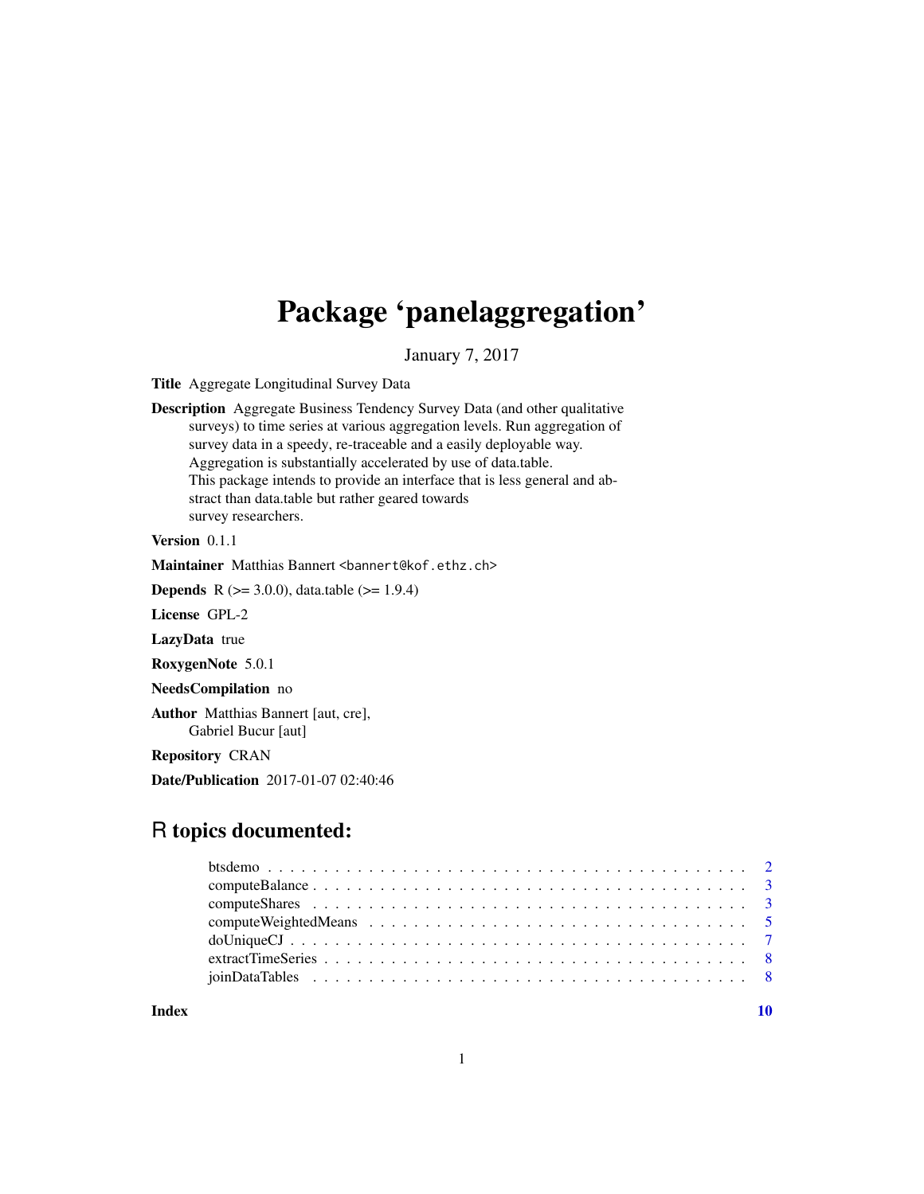# Package 'panelaggregation'

January 7, 2017

**Title** Aggregate Longitudinal Survey Data

**Description** Aggregate Business Tendency Survey Data (and other qualitative surveys) to time series at various aggregation levels. Run aggregation of survey data in a speedy, re-traceable and a easily deployable way. Aggregation is substantially accelerated by use of data.table. This package intends to provide an interface that is less general and abstract than data.table but rather geared towards survey researchers.

**Version** 0.1.1

**Maintainer** Matthias Bannert <bannert@kof.ethz.ch>

**Depends** R (>= 3.0.0), data.table (>= 1.9.4)

**License** GPL-2

**LazyData** true

**RoxygenNote** 5.0.1

**NeedsCompilation** no

**Author** Matthias Bannert [aut, cre], Gabriel Bucur [aut]

**Repository** CRAN

**Date/Publication** 2017-01-07 02:40:46

## R topics documented:

- btsdemo . . . . . . . . . . . . . . . . . . . . . . . . . . . . . . . . . . . . . . . . . . 2
- computeBalance . . . . . . . . . . . . . . . . . . . . . . . . . . . . . . . . . . . . . . 3
- computeShares . . . . . . . . . . . . . . . . . . . . . . . . . . . . . . . . . . . . . . . 3
- computeWeightedMeans . . . . . . . . . . . . . . . . . . . . . . . . . . . . . . . . . . 5
- doUniqueCJ . . . . . . . . . . . . . . . . . . . . . . . . . . . . . . . . . . . . . . . . 7
- extractTimeSeries . . . . . . . . . . . . . . . . . . . . . . . . . . . . . . . . . . . . . 8
- joinDataTables . . . . . . . . . . . . . . . . . . . . . . . . . . . . . . . . . . . . . . 8

**Index** 10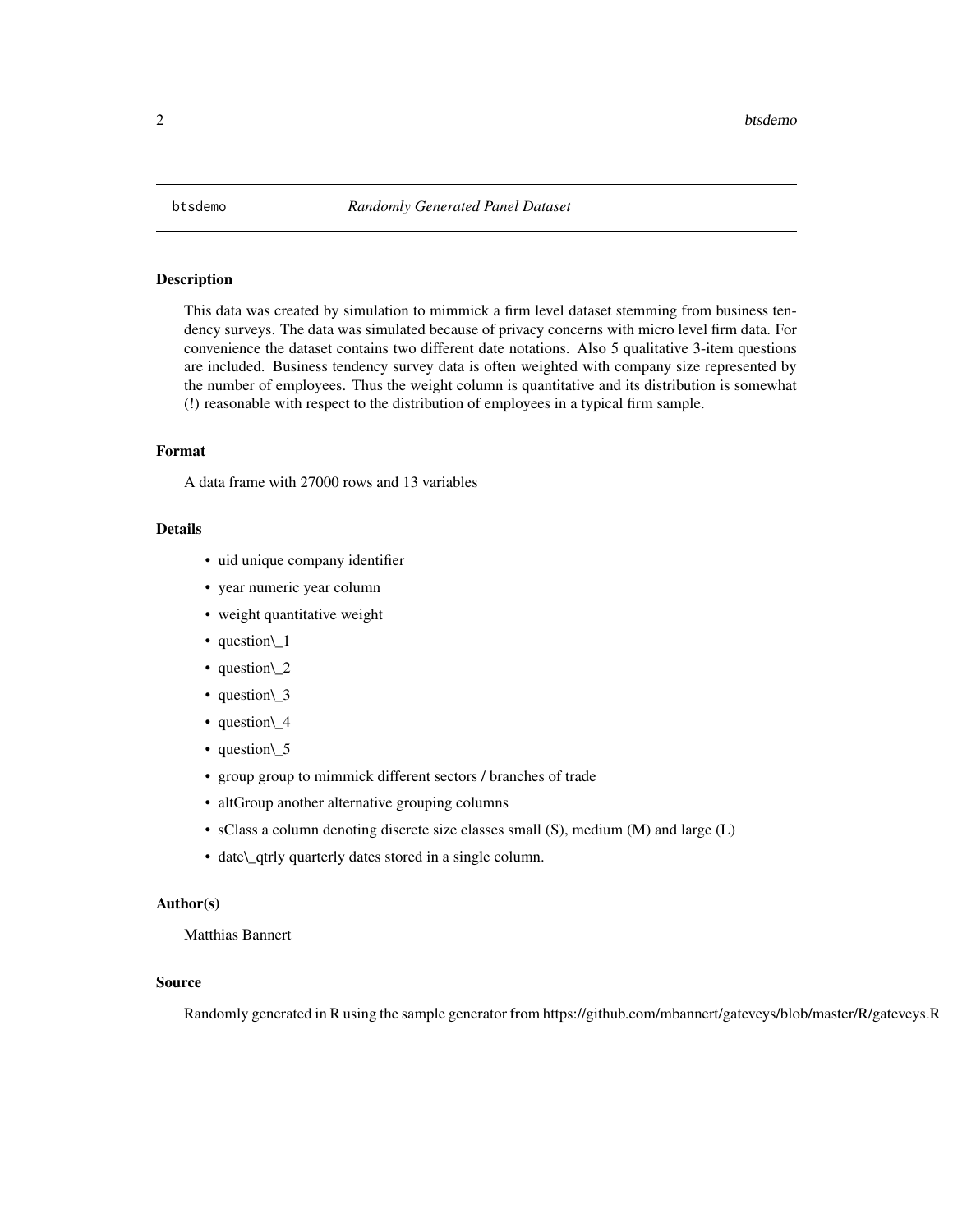btsdemo *Randomly Generated Panel Dataset*

## Description

This data was created by simulation to mimmick a firm level dataset stemming from business tendency surveys. The data was simulated because of privacy concerns with micro level firm data. For convenience the dataset contains two different date notations. Also 5 qualitative 3-item questions are included. Business tendency survey data is often weighted with company size represented by the number of employees. Thus the weight column is quantitative and its distribution is somewhat (!) reasonable with respect to the distribution of employees in a typical firm sample.

## Format

A data frame with 27000 rows and 13 variables

## Details

- uid unique company identifier
- year numeric year column
- weight quantitative weight
- question\_1
- question\_2
- question\_3
- question\_4
- question\_5
- group group to mimmick different sectors / branches of trade
- altGroup another alternative grouping columns
- sClass a column denoting discrete size classes small (S), medium (M) and large (L)
- date\_qtrly quarterly dates stored in a single column.

## Author(s)

Matthias Bannert

## Source

Randomly generated in R using the sample generator from https://github.com/mbannert/gateveys/blob/master/R/gateveys.R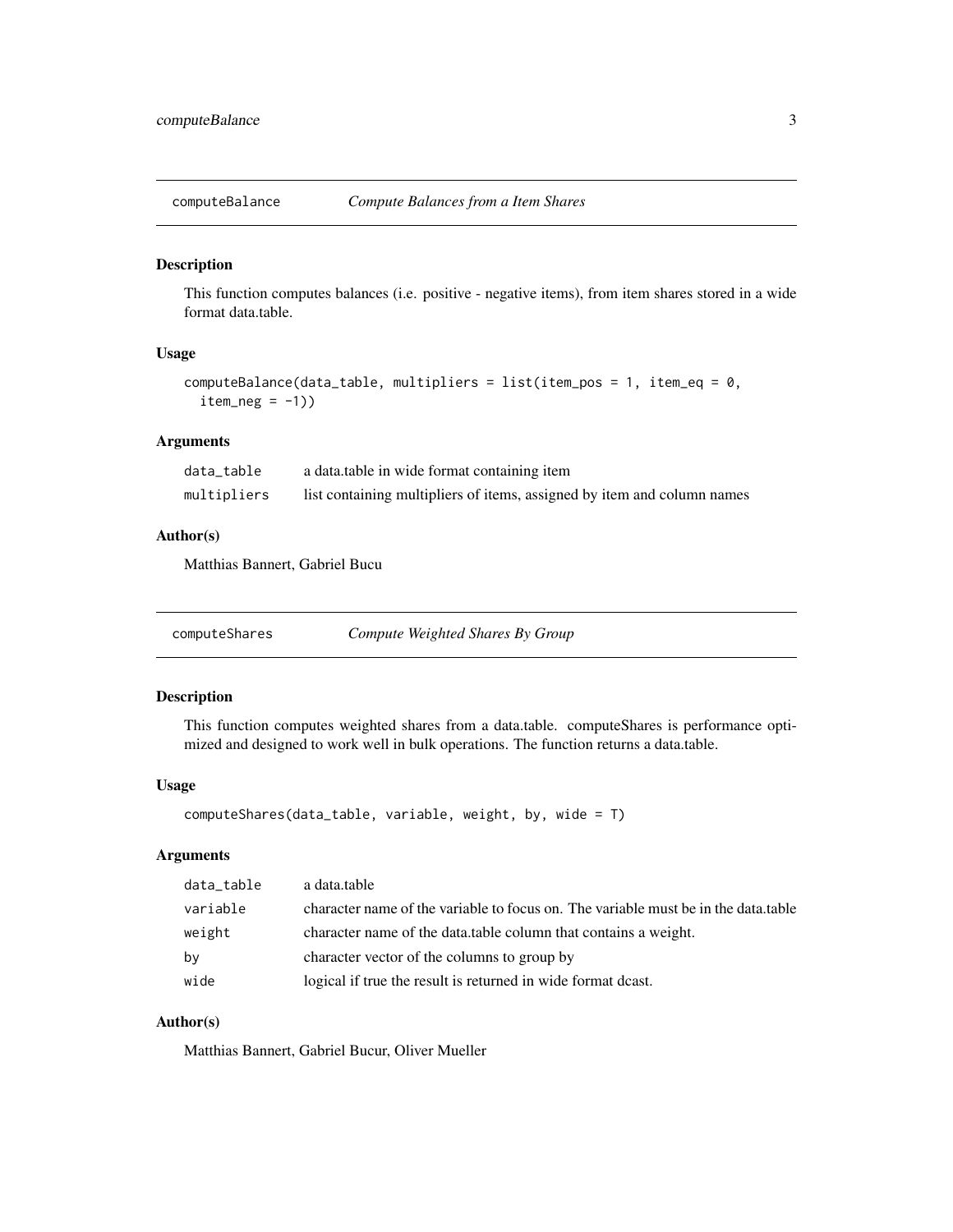## computeBalance — *Compute Balances from a Item Shares*

### Description

This function computes balances (i.e. positive - negative items), from item shares stored in a wide format data.table.

### Usage

```
computeBalance(data_table, multipliers = list(item_pos = 1, item_eq = 0,
  item_neg = -1))
```

### Arguments

| | |
|---|---|
| data_table | a data.table in wide format containing item |
| multipliers | list containing multipliers of items, assigned by item and column names |

### Author(s)

Matthias Bannert, Gabriel Bucu

## computeShares — *Compute Weighted Shares By Group*

### Description

This function computes weighted shares from a data.table. computeShares is performance optimized and designed to work well in bulk operations. The function returns a data.table.

### Usage

```
computeShares(data_table, variable, weight, by, wide = T)
```

### Arguments

| | |
|---|---|
| data_table | a data.table |
| variable | character name of the variable to focus on. The variable must be in the data.table |
| weight | character name of the data.table column that contains a weight. |
| by | character vector of the columns to group by |
| wide | logical if true the result is returned in wide format dcast. |

### Author(s)

Matthias Bannert, Gabriel Bucur, Oliver Mueller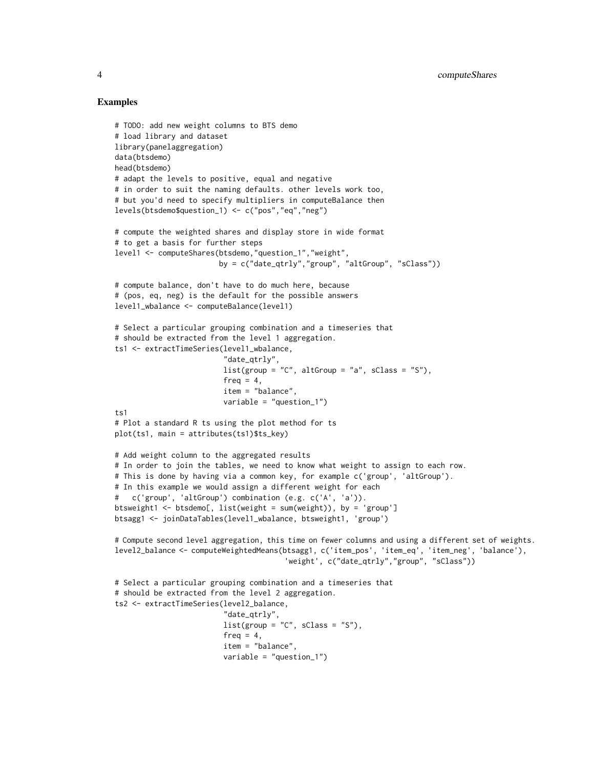## Examples

```
# TODO: add new weight columns to BTS demo
# load library and dataset
library(panelaggregation)
data(btsdemo)
head(btsdemo)
# adapt the levels to positive, equal and negative
# in order to suit the naming defaults. other levels work too,
# but you'd need to specify multipliers in computeBalance then
levels(btsdemo$question_1) <- c("pos","eq","neg")

# compute the weighted shares and display store in wide format
# to get a basis for further steps
level1 <- computeShares(btsdemo,"question_1","weight",
                        by = c("date_qtrly","group", "altGroup", "sClass"))

# compute balance, don't have to do much here, because
# (pos, eq, neg) is the default for the possible answers
level1_wbalance <- computeBalance(level1)

# Select a particular grouping combination and a timeseries that
# should be extracted from the level 1 aggregation.
ts1 <- extractTimeSeries(level1_wbalance,
                         "date_qtrly",
                         list(group = "C", altGroup = "a", sClass = "S"),
                         freq = 4,
                         item = "balance",
                         variable = "question_1")
ts1
# Plot a standard R ts using the plot method for ts
plot(ts1, main = attributes(ts1)$ts_key)

# Add weight column to the aggregated results
# In order to join the tables, we need to know what weight to assign to each row.
# This is done by having via a common key, for example c('group', 'altGroup').
# In this example we would assign a different weight for each
#   c('group', 'altGroup') combination (e.g. c('A', 'a')).
btsweight1 <- btsdemo[, list(weight = sum(weight)), by = 'group']
btsagg1 <- joinDataTables(level1_wbalance, btsweight1, 'group')

# Compute second level aggregation, this time on fewer columns and using a different set of weights.
level2_balance <- computeWeightedMeans(btsagg1, c('item_pos', 'item_eq', 'item_neg', 'balance'),
                                       'weight', c("date_qtrly","group", "sClass"))

# Select a particular grouping combination and a timeseries that
# should be extracted from the level 2 aggregation.
ts2 <- extractTimeSeries(level2_balance,
                         "date_qtrly",
                         list(group = "C", sClass = "S"),
                         freq = 4,
                         item = "balance",
                         variable = "question_1")
```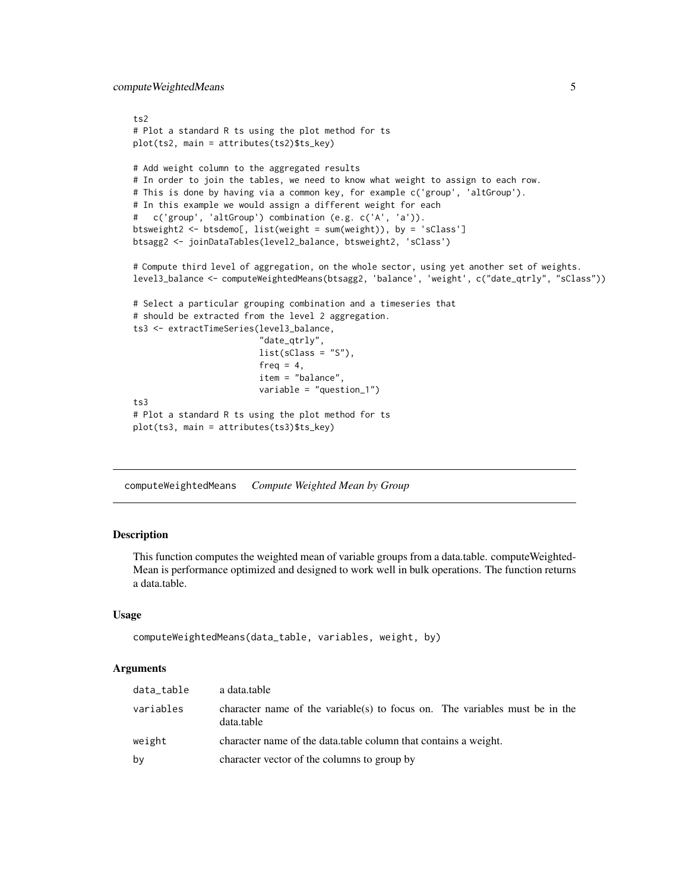```
ts2
# Plot a standard R ts using the plot method for ts
plot(ts2, main = attributes(ts2)$ts_key)

# Add weight column to the aggregated results
# In order to join the tables, we need to know what weight to assign to each row.
# This is done by having via a common key, for example c('group', 'altGroup').
# In this example we would assign a different weight for each
#   c('group', 'altGroup') combination (e.g. c('A', 'a')).
btsweight2 <- btsdemo[, list(weight = sum(weight)), by = 'sClass']
btsagg2 <- joinDataTables(level2_balance, btsweight2, 'sClass')

# Compute third level of aggregation, on the whole sector, using yet another set of weights.
level3_balance <- computeWeightedMeans(btsagg2, 'balance', 'weight', c("date_qtrly", "sClass"))

# Select a particular grouping combination and a timeseries that
# should be extracted from the level 2 aggregation.
ts3 <- extractTimeSeries(level3_balance,
                         "date_qtrly",
                         list(sClass = "S"),
                         freq = 4,
                         item = "balance",
                         variable = "question_1")
ts3
# Plot a standard R ts using the plot method for ts
plot(ts3, main = attributes(ts3)$ts_key)
```

## computeWeightedMeans *Compute Weighted Mean by Group*

### Description

This function computes the weighted mean of variable groups from a data.table. computeWeightedMean is performance optimized and designed to work well in bulk operations. The function returns a data.table.

### Usage

```
computeWeightedMeans(data_table, variables, weight, by)
```

### Arguments

| | |
|---|---|
| data_table | a data.table |
| variables | character name of the variable(s) to focus on. The variables must be in the data.table |
| weight | character name of the data.table column that contains a weight. |
| by | character vector of the columns to group by |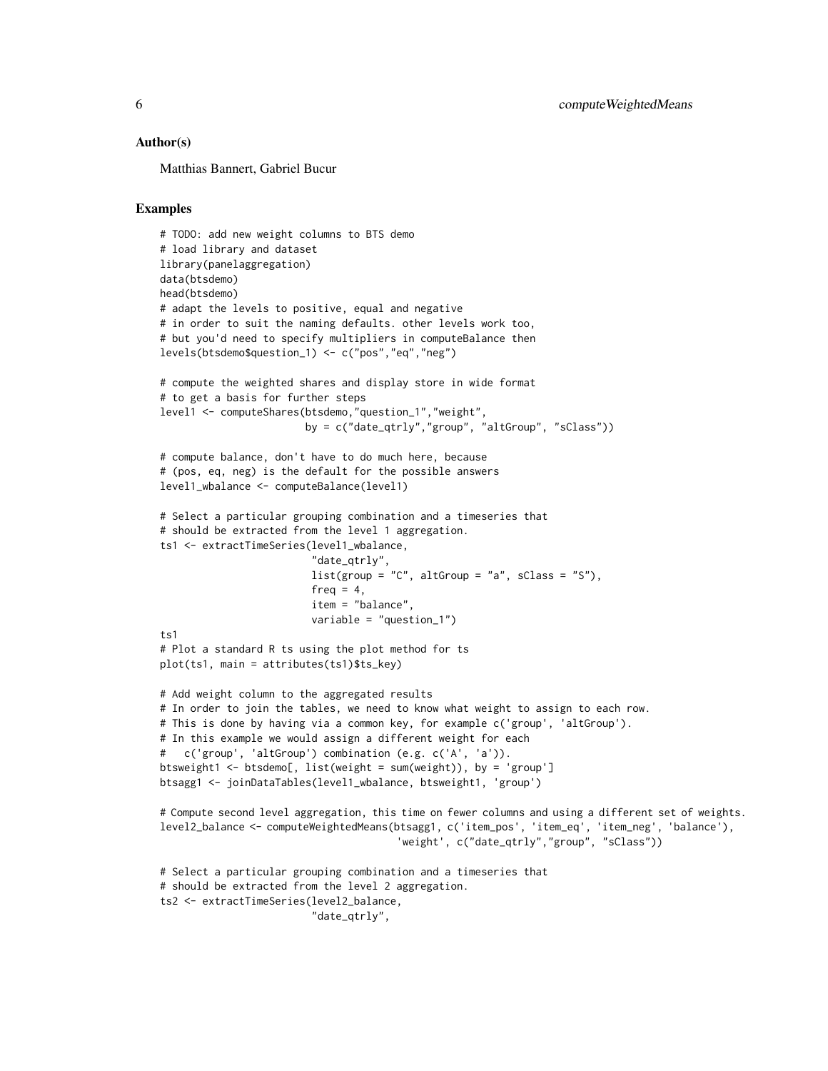## Author(s)

Matthias Bannert, Gabriel Bucur

## Examples

```
# TODO: add new weight columns to BTS demo
# load library and dataset
library(panelaggregation)
data(btsdemo)
head(btsdemo)
# adapt the levels to positive, equal and negative
# in order to suit the naming defaults. other levels work too,
# but you'd need to specify multipliers in computeBalance then
levels(btsdemo$question_1) <- c("pos","eq","neg")

# compute the weighted shares and display store in wide format
# to get a basis for further steps
level1 <- computeShares(btsdemo,"question_1","weight",
                        by = c("date_qtrly","group", "altGroup", "sClass"))

# compute balance, don't have to do much here, because
# (pos, eq, neg) is the default for the possible answers
level1_wbalance <- computeBalance(level1)

# Select a particular grouping combination and a timeseries that
# should be extracted from the level 1 aggregation.
ts1 <- extractTimeSeries(level1_wbalance,
                         "date_qtrly",
                         list(group = "C", altGroup = "a", sClass = "S"),
                         freq = 4,
                         item = "balance",
                         variable = "question_1")
ts1
# Plot a standard R ts using the plot method for ts
plot(ts1, main = attributes(ts1)$ts_key)

# Add weight column to the aggregated results
# In order to join the tables, we need to know what weight to assign to each row.
# This is done by having via a common key, for example c('group', 'altGroup').
# In this example we would assign a different weight for each
#   c('group', 'altGroup') combination (e.g. c('A', 'a')).
btsweight1 <- btsdemo[, list(weight = sum(weight)), by = 'group']
btsagg1 <- joinDataTables(level1_wbalance, btsweight1, 'group')

# Compute second level aggregation, this time on fewer columns and using a different set of weights.
level2_balance <- computeWeightedMeans(btsagg1, c('item_pos', 'item_eq', 'item_neg', 'balance'),
                                       'weight', c("date_qtrly","group", "sClass"))

# Select a particular grouping combination and a timeseries that
# should be extracted from the level 2 aggregation.
ts2 <- extractTimeSeries(level2_balance,
                         "date_qtrly",
```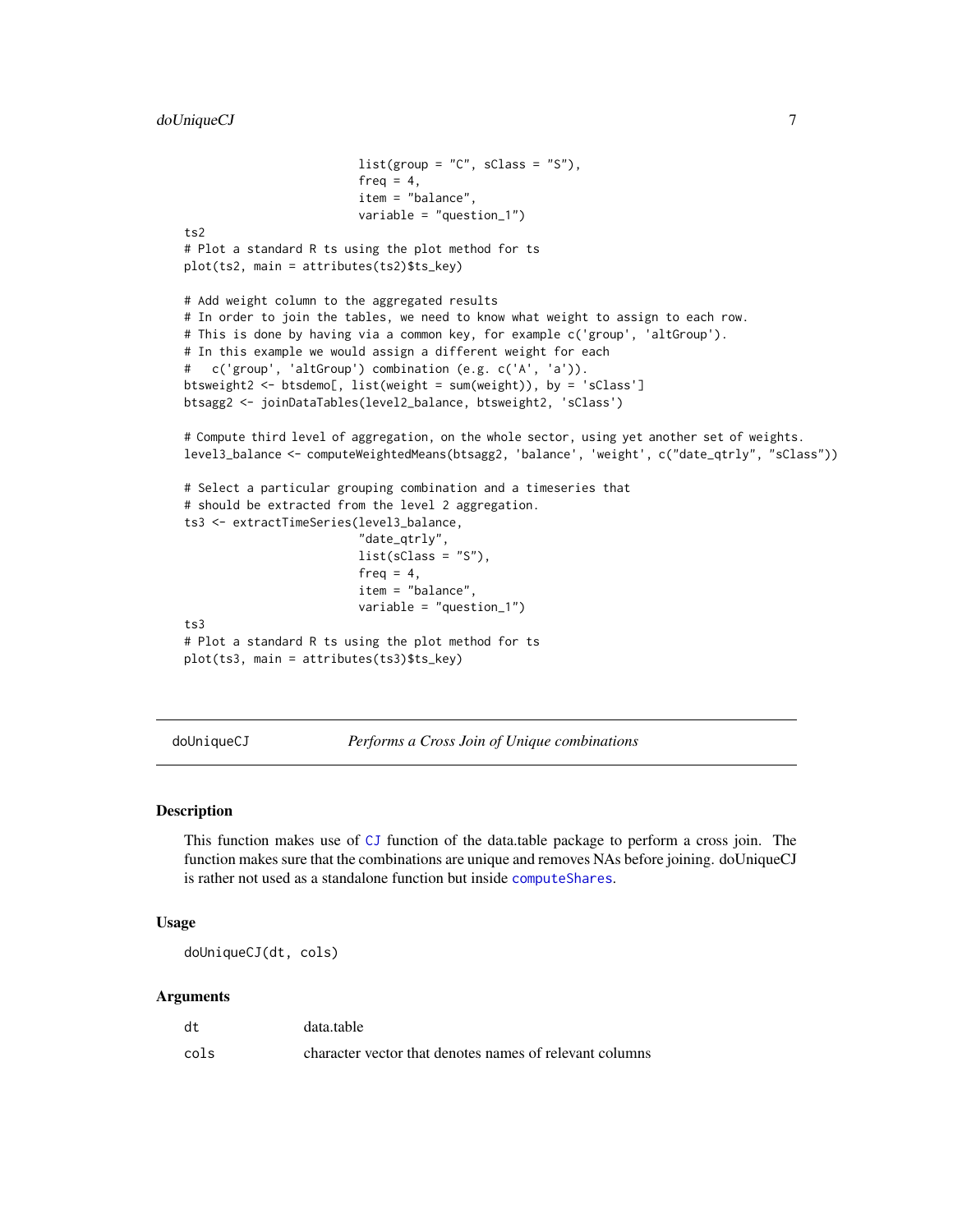```
                        list(group = "C", sClass = "S"),
                        freq = 4,
                        item = "balance",
                        variable = "question_1")
ts2
# Plot a standard R ts using the plot method for ts
plot(ts2, main = attributes(ts2)$ts_key)

# Add weight column to the aggregated results
# In order to join the tables, we need to know what weight to assign to each row.
# This is done by having via a common key, for example c('group', 'altGroup').
# In this example we would assign a different weight for each
#   c('group', 'altGroup') combination (e.g. c('A', 'a')).
btsweight2 <- btsdemo[, list(weight = sum(weight)), by = 'sClass']
btsagg2 <- joinDataTables(level2_balance, btsweight2, 'sClass')

# Compute third level of aggregation, on the whole sector, using yet another set of weights.
level3_balance <- computeWeightedMeans(btsagg2, 'balance', 'weight', c("date_qtrly", "sClass"))

# Select a particular grouping combination and a timeseries that
# should be extracted from the level 2 aggregation.
ts3 <- extractTimeSeries(level3_balance,
                        "date_qtrly",
                        list(sClass = "S"),
                        freq = 4,
                        item = "balance",
                        variable = "question_1")
ts3
# Plot a standard R ts using the plot method for ts
plot(ts3, main = attributes(ts3)$ts_key)
```

---

## doUniqueCJ — *Performs a Cross Join of Unique combinations*

### Description

This function makes use of CJ function of the data.table package to perform a cross join. The function makes sure that the combinations are unique and removes NAs before joining. doUniqueCJ is rather not used as a standalone function but inside computeShares.

### Usage

```
doUniqueCJ(dt, cols)
```

### Arguments

| | |
|---|---|
| dt | data.table |
| cols | character vector that denotes names of relevant columns |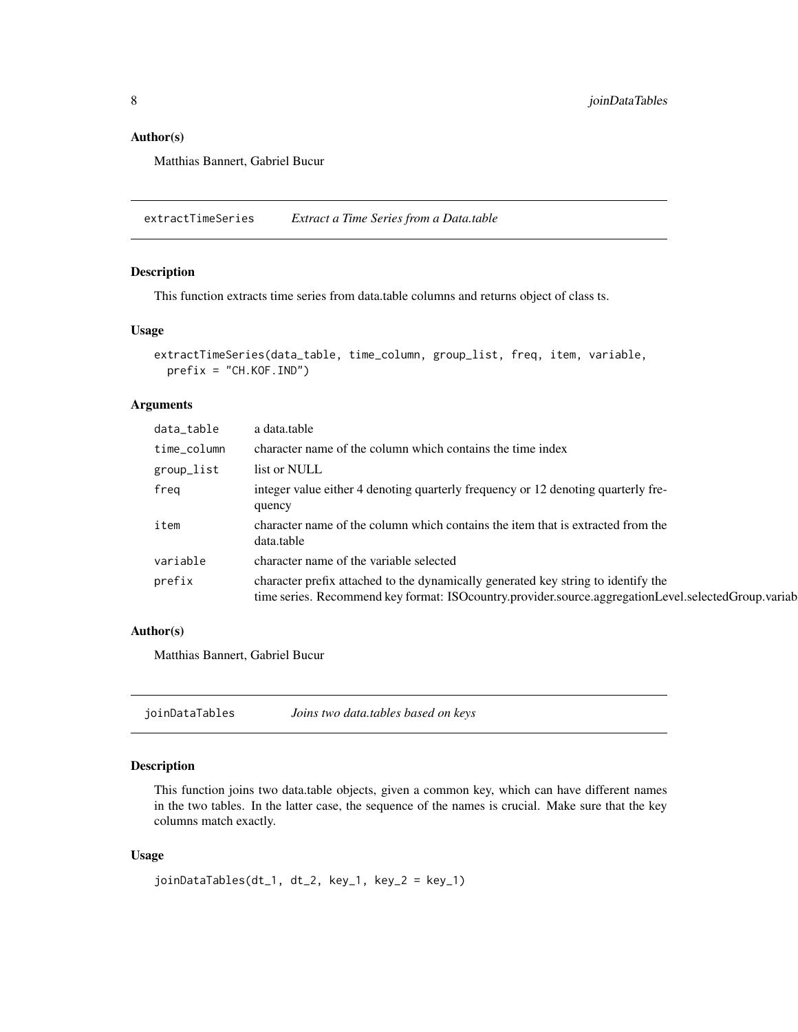### Author(s)

Matthias Bannert, Gabriel Bucur

## extractTimeSeries *Extract a Time Series from a Data.table*

### Description

This function extracts time series from data.table columns and returns object of class ts.

### Usage

```
extractTimeSeries(data_table, time_column, group_list, freq, item, variable,
  prefix = "CH.KOF.IND")
```

### Arguments

| | |
|---|---|
| data_table | a data.table |
| time_column | character name of the column which contains the time index |
| group_list | list or NULL |
| freq | integer value either 4 denoting quarterly frequency or 12 denoting quarterly frequency |
| item | character name of the column which contains the item that is extracted from the data.table |
| variable | character name of the variable selected |
| prefix | character prefix attached to the dynamically generated key string to identify the time series. Recommend key format: ISOcountry.provider.source.aggregationLevel.selectedGroup.variab |

### Author(s)

Matthias Bannert, Gabriel Bucur

## joinDataTables *Joins two data.tables based on keys*

### Description

This function joins two data.table objects, given a common key, which can have different names in the two tables. In the latter case, the sequence of the names is crucial. Make sure that the key columns match exactly.

### Usage

```
joinDataTables(dt_1, dt_2, key_1, key_2 = key_1)
```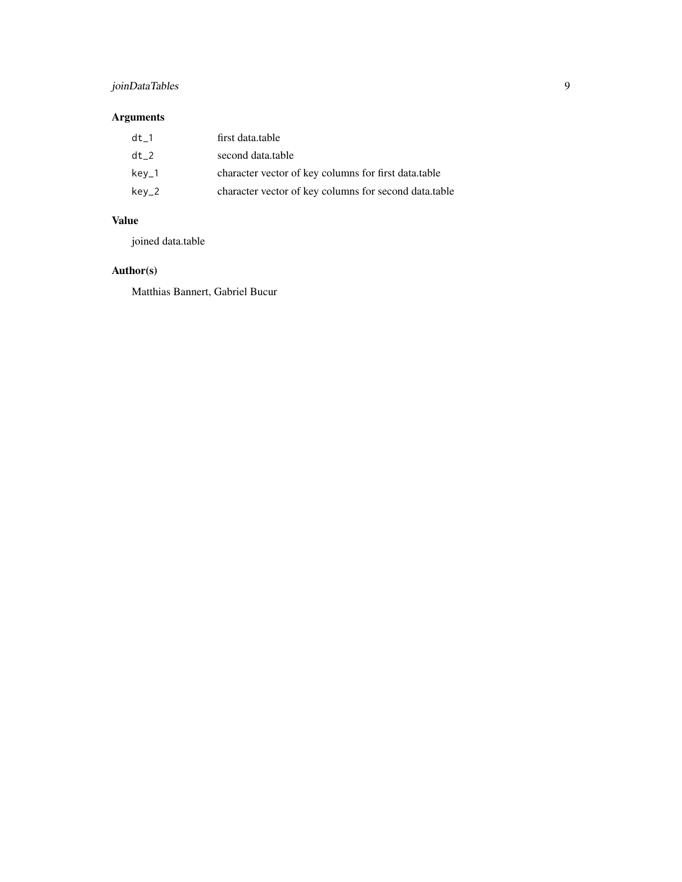## Arguments

| | |
|---|---|
| `dt_1` | first data.table |
| `dt_2` | second data.table |
| `key_1` | character vector of key columns for first data.table |
| `key_2` | character vector of key columns for second data.table |

## Value

joined data.table

## Author(s)

Matthias Bannert, Gabriel Bucur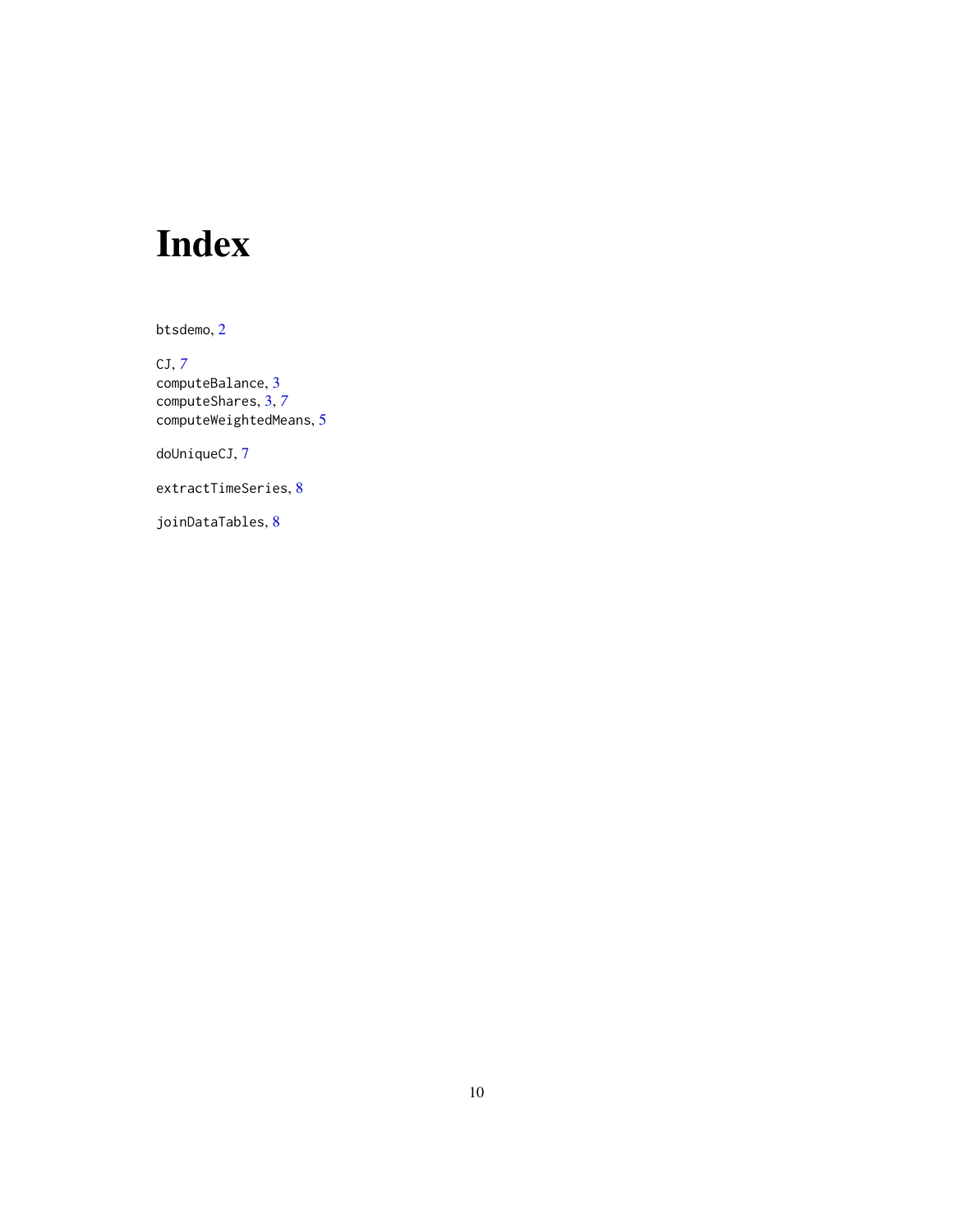# Index

btsdemo, 2

CJ, *7*
computeBalance, 3
computeShares, 3, *7*
computeWeightedMeans, 5

doUniqueCJ, 7

extractTimeSeries, 8

joinDataTables, 8